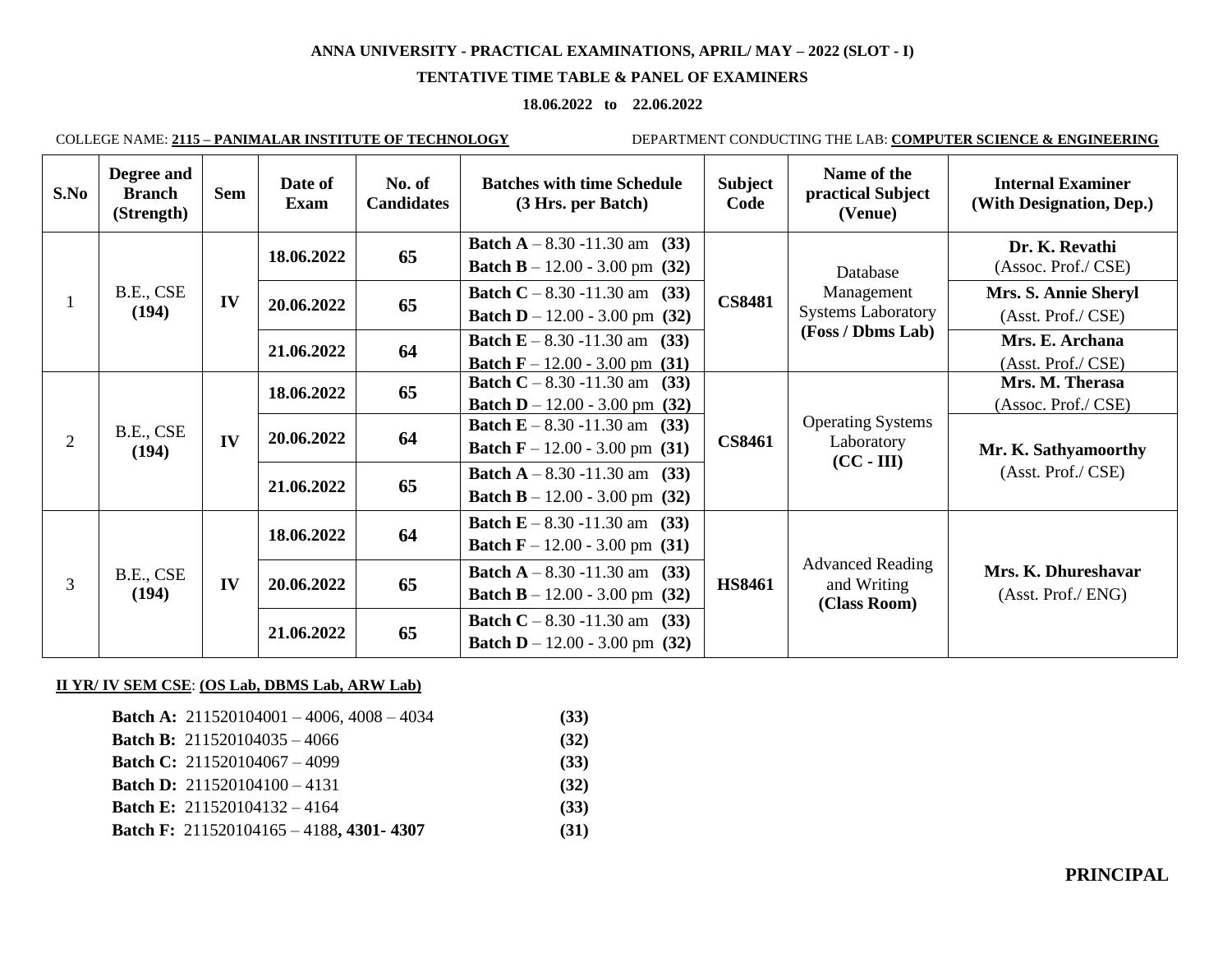**ANNA UNIVERSITY - PRACTICAL EXAMINATIONS, APRIL/ MAY – 2022 (SLOT - I)**

**TENTATIVE TIME TABLE & PANEL OF EXAMINERS**

**18.06.2022 to 22.06.2022**

COLLEGE NAME: **2115 – PANIMALAR INSTITUTE OF TECHNOLOGY** DEPARTMENT CONDUCTING THE LAB: **COMPUTER SCIENCE & ENGINEERING**

| S.No | Degree and Branch (Strength) | Sem | Date of Exam | No. of Candidates | Batches with time Schedule (3 Hrs. per Batch) | Subject Code | Name of the practical Subject (Venue) | Internal Examiner (With Designation, Dep.) |
|---|---|---|---|---|---|---|---|---|
| 1 | B.E., CSE **(194)** | **IV** | **18.06.2022** | **65** | **Batch A** – 8.30 -11.30 am **(33)**<br>**Batch B** – 12.00 - 3.00 pm **(32)** | **CS8481** | Database Management Systems Laboratory **(Foss / Dbms Lab)** | **Dr. K. Revathi** (Assoc. Prof./ CSE) |
| | | | **20.06.2022** | **65** | **Batch C** – 8.30 -11.30 am **(33)**<br>**Batch D** – 12.00 - 3.00 pm **(32)** | | | **Mrs. S. Annie Sheryl** (Asst. Prof./ CSE) |
| | | | **21.06.2022** | **64** | **Batch E** – 8.30 -11.30 am **(33)**<br>**Batch F** – 12.00 - 3.00 pm **(31)** | | | **Mrs. E. Archana** (Asst. Prof./ CSE) |
| 2 | B.E., CSE **(194)** | **IV** | **18.06.2022** | **65** | **Batch C** – 8.30 -11.30 am **(33)**<br>**Batch D** – 12.00 - 3.00 pm **(32)** | **CS8461** | Operating Systems Laboratory **(CC - III)** | **Mrs. M. Therasa** (Assoc. Prof./ CSE) |
| | | | **20.06.2022** | **64** | **Batch E** – 8.30 -11.30 am **(33)**<br>**Batch F** – 12.00 - 3.00 pm **(31)** | | | **Mr. K. Sathyamoorthy** (Asst. Prof./ CSE) |
| | | | **21.06.2022** | **65** | **Batch A** – 8.30 -11.30 am **(33)**<br>**Batch B** – 12.00 - 3.00 pm **(32)** | | | |
| 3 | B.E., CSE **(194)** | **IV** | **18.06.2022** | **64** | **Batch E** – 8.30 -11.30 am **(33)**<br>**Batch F** – 12.00 - 3.00 pm **(31)** | **HS8461** | Advanced Reading and Writing **(Class Room)** | **Mrs. K. Dhureshavar** (Asst. Prof./ ENG) |
| | | | **20.06.2022** | **65** | **Batch A** – 8.30 -11.30 am **(33)**<br>**Batch B** – 12.00 - 3.00 pm **(32)** | | | |
| | | | **21.06.2022** | **65** | **Batch C** – 8.30 -11.30 am **(33)**<br>**Batch D** – 12.00 - 3.00 pm **(32)** | | | |

**II YR/ IV SEM CSE**: **(OS Lab, DBMS Lab, ARW Lab)**

**Batch A:** 211520104001 – 4006, 4008 – 4034 **(33)**
**Batch B:** 211520104035 – 4066 **(32)**
**Batch C:** 211520104067 – 4099 **(33)**
**Batch D:** 211520104100 – 4131 **(32)**
**Batch E:** 211520104132 – 4164 **(33)**
**Batch F:** 211520104165 – 4188**, 4301- 4307** **(31)**

**PRINCIPAL**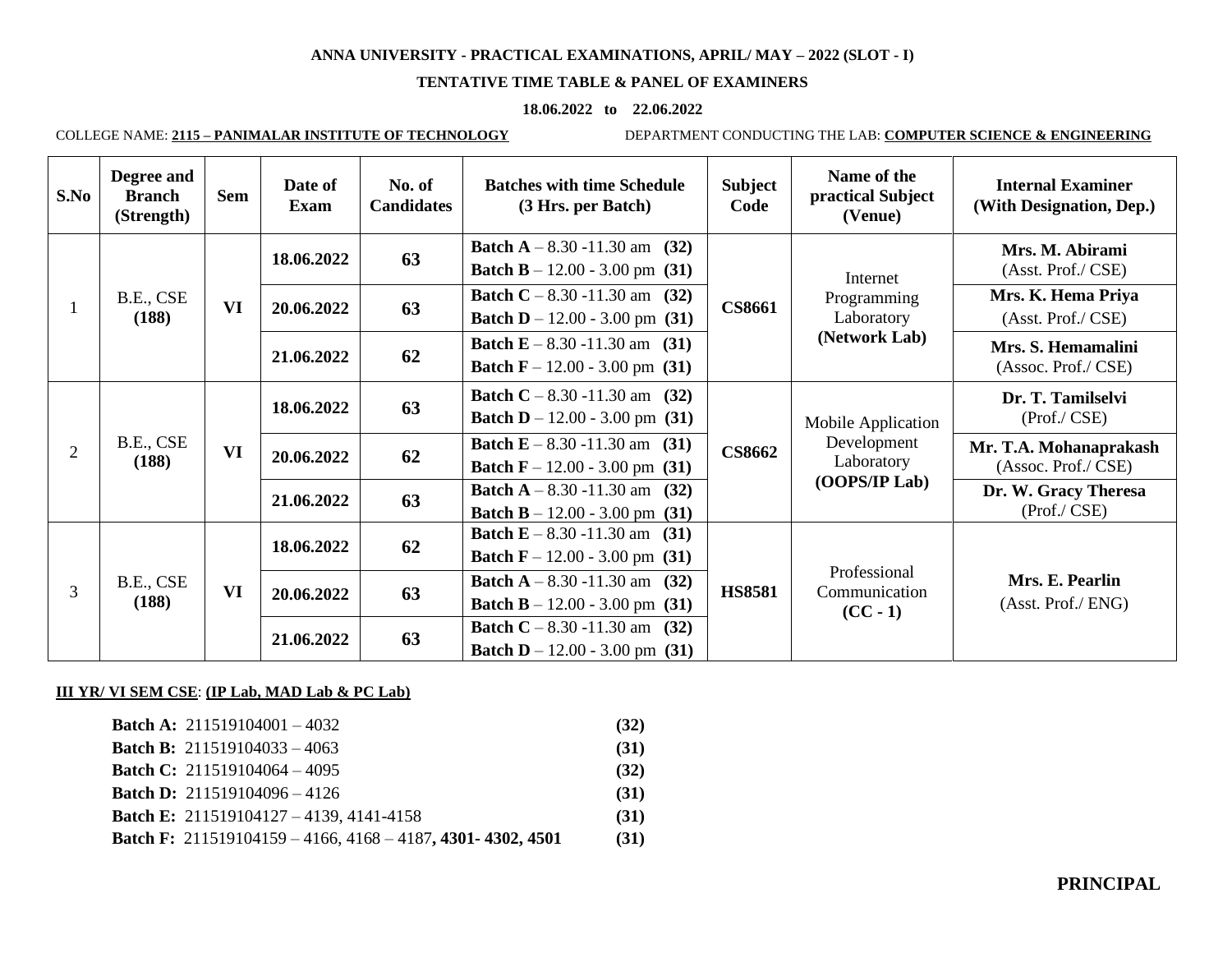**ANNA UNIVERSITY - PRACTICAL EXAMINATIONS, APRIL/ MAY – 2022 (SLOT - I)**

**TENTATIVE TIME TABLE & PANEL OF EXAMINERS**

**18.06.2022 to 22.06.2022**

COLLEGE NAME: **2115 – PANIMALAR INSTITUTE OF TECHNOLOGY** DEPARTMENT CONDUCTING THE LAB: **COMPUTER SCIENCE & ENGINEERING**

| S.No | Degree and Branch (Strength) | Sem | Date of Exam | No. of Candidates | Batches with time Schedule (3 Hrs. per Batch) | Subject Code | Name of the practical Subject (Venue) | Internal Examiner (With Designation, Dep.) |
|---|---|---|---|---|---|---|---|---|
| 1 | B.E., CSE **(188)** | **VI** | **18.06.2022** | **63** | **Batch A** – 8.30 -11.30 am **(32)**<br>**Batch B** – 12.00 - 3.00 pm **(31)** | **CS8661** | Internet Programming Laboratory **(Network Lab)** | **Mrs. M. Abirami** (Asst. Prof./ CSE) |
| | | | **20.06.2022** | **63** | **Batch C** – 8.30 -11.30 am **(32)**<br>**Batch D** – 12.00 - 3.00 pm **(31)** | | | **Mrs. K. Hema Priya** (Asst. Prof./ CSE) |
| | | | **21.06.2022** | **62** | **Batch E** – 8.30 -11.30 am **(31)**<br>**Batch F** – 12.00 - 3.00 pm **(31)** | | | **Mrs. S. Hemamalini** (Assoc. Prof./ CSE) |
| 2 | B.E., CSE **(188)** | **VI** | **18.06.2022** | **63** | **Batch C** – 8.30 -11.30 am **(32)**<br>**Batch D** – 12.00 - 3.00 pm **(31)** | **CS8662** | Mobile Application Development Laboratory **(OOPS/IP Lab)** | **Dr. T. Tamilselvi** (Prof./ CSE) |
| | | | **20.06.2022** | **62** | **Batch E** – 8.30 -11.30 am **(31)**<br>**Batch F** – 12.00 - 3.00 pm **(31)** | | | **Mr. T.A. Mohanaprakash** (Assoc. Prof./ CSE) |
| | | | **21.06.2022** | **63** | **Batch A** – 8.30 -11.30 am **(32)**<br>**Batch B** – 12.00 - 3.00 pm **(31)** | | | **Dr. W. Gracy Theresa** (Prof./ CSE) |
| 3 | B.E., CSE **(188)** | **VI** | **18.06.2022** | **62** | **Batch E** – 8.30 -11.30 am **(31)**<br>**Batch F** – 12.00 - 3.00 pm **(31)** | **HS8581** | Professional Communication **(CC - 1)** | **Mrs. E. Pearlin** (Asst. Prof./ ENG) |
| | | | **20.06.2022** | **63** | **Batch A** – 8.30 -11.30 am **(32)**<br>**Batch B** – 12.00 - 3.00 pm **(31)** | | | |
| | | | **21.06.2022** | **63** | **Batch C** – 8.30 -11.30 am **(32)**<br>**Batch D** – 12.00 - 3.00 pm **(31)** | | | |

**III YR/ VI SEM CSE**: **(IP Lab, MAD Lab & PC Lab)**

**Batch A:** 211519104001 – 4032 **(32)**
**Batch B:** 211519104033 – 4063 **(31)**
**Batch C:** 211519104064 – 4095 **(32)**
**Batch D:** 211519104096 – 4126 **(31)**
**Batch E:** 211519104127 – 4139, 4141-4158 **(31)**
**Batch F:** 211519104159 – 4166, 4168 – 4187**, 4301- 4302, 4501** **(31)**

**PRINCIPAL**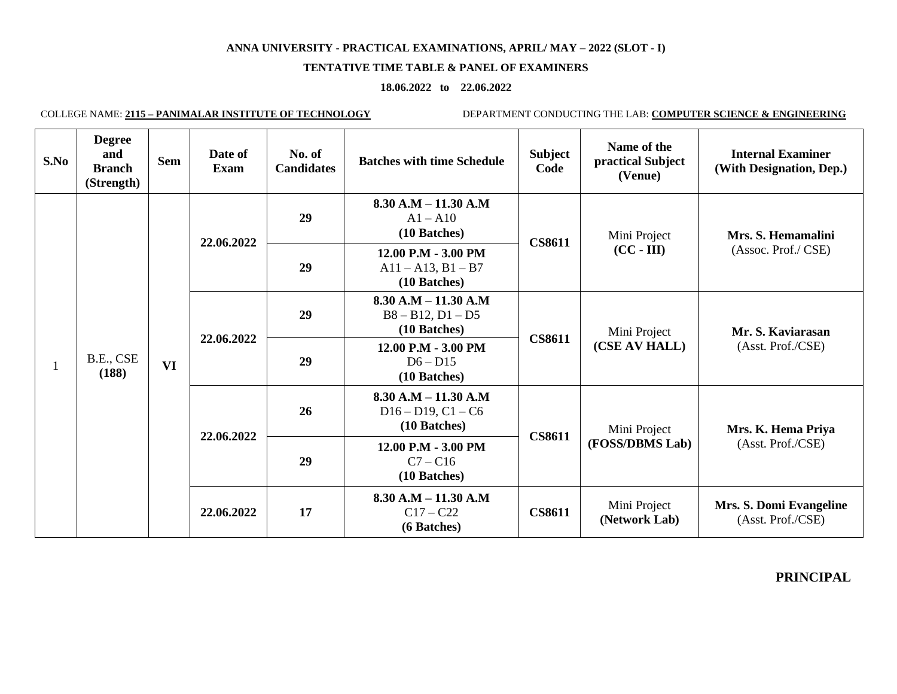**ANNA UNIVERSITY - PRACTICAL EXAMINATIONS, APRIL/ MAY – 2022 (SLOT - I)**

**TENTATIVE TIME TABLE & PANEL OF EXAMINERS**

**18.06.2022 to 22.06.2022**

COLLEGE NAME: **2115 – PANIMALAR INSTITUTE OF TECHNOLOGY** DEPARTMENT CONDUCTING THE LAB: **COMPUTER SCIENCE & ENGINEERING**

| S.No | Degree and Branch (Strength) | Sem | Date of Exam | No. of Candidates | Batches with time Schedule | Subject Code | Name of the practical Subject (Venue) | Internal Examiner (With Designation, Dep.) |
|---|---|---|---|---|---|---|---|---|
| 1 | B.E., CSE **(188)** | **VI** | **22.06.2022** | **29** | **8.30 A.M – 11.30 A.M** A1 – A10 **(10 Batches)** | **CS8611** | Mini Project **(CC - III)** | **Mrs. S. Hemamalini** (Assoc. Prof./ CSE) |
| | | | | **29** | **12.00 P.M - 3.00 PM** A11 – A13, B1 – B7 **(10 Batches)** | | | |
| | | | **22.06.2022** | **29** | **8.30 A.M – 11.30 A.M** B8 – B12, D1 – D5 **(10 Batches)** | **CS8611** | Mini Project **(CSE AV HALL)** | **Mr. S. Kaviarasan** (Asst. Prof./CSE) |
| | | | | **29** | **12.00 P.M - 3.00 PM** D6 – D15 **(10 Batches)** | | | |
| | | | **22.06.2022** | **26** | **8.30 A.M – 11.30 A.M** D16 – D19, C1 – C6 **(10 Batches)** | **CS8611** | Mini Project **(FOSS/DBMS Lab)** | **Mrs. K. Hema Priya** (Asst. Prof./CSE) |
| | | | | **29** | **12.00 P.M - 3.00 PM** C7 – C16 **(10 Batches)** | | | |
| | | | **22.06.2022** | **17** | **8.30 A.M – 11.30 A.M** C17 – C22 **(6 Batches)** | **CS8611** | Mini Project **(Network Lab)** | **Mrs. S. Domi Evangeline** (Asst. Prof./CSE) |

**PRINCIPAL**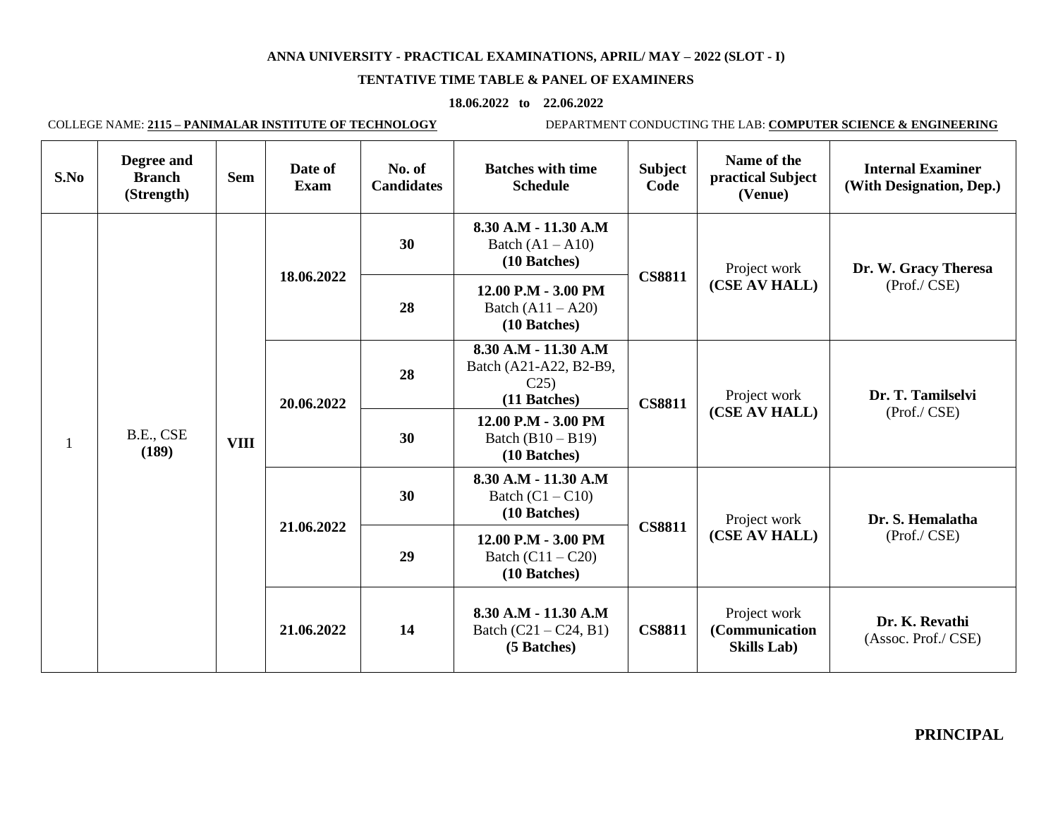**ANNA UNIVERSITY - PRACTICAL EXAMINATIONS, APRIL/ MAY – 2022 (SLOT - I)**

**TENTATIVE TIME TABLE & PANEL OF EXAMINERS**

**18.06.2022 to 22.06.2022**

COLLEGE NAME: **2115 – PANIMALAR INSTITUTE OF TECHNOLOGY** DEPARTMENT CONDUCTING THE LAB: **COMPUTER SCIENCE & ENGINEERING**

| S.No | Degree and Branch (Strength) | Sem | Date of Exam | No. of Candidates | Batches with time Schedule | Subject Code | Name of the practical Subject (Venue) | Internal Examiner (With Designation, Dep.) |
|---|---|---|---|---|---|---|---|---|
| 1 | B.E., CSE **(189)** | **VIII** | **18.06.2022** | **30** | **8.30 A.M - 11.30 A.M** Batch (A1 – A10) **(10 Batches)** | **CS8811** | Project work **(CSE AV HALL)** | **Dr. W. Gracy Theresa** (Prof./ CSE) |
| | | | | **28** | **12.00 P.M - 3.00 PM** Batch (A11 – A20) **(10 Batches)** | | | |
| | | | **20.06.2022** | **28** | **8.30 A.M - 11.30 A.M** Batch (A21-A22, B2-B9, C25) **(11 Batches)** | **CS8811** | Project work **(CSE AV HALL)** | **Dr. T. Tamilselvi** (Prof./ CSE) |
| | | | | **30** | **12.00 P.M - 3.00 PM** Batch (B10 – B19) **(10 Batches)** | | | |
| | | | **21.06.2022** | **30** | **8.30 A.M - 11.30 A.M** Batch (C1 – C10) **(10 Batches)** | **CS8811** | Project work **(CSE AV HALL)** | **Dr. S. Hemalatha** (Prof./ CSE) |
| | | | | **29** | **12.00 P.M - 3.00 PM** Batch (C11 – C20) **(10 Batches)** | | | |
| | | | **21.06.2022** | **14** | **8.30 A.M - 11.30 A.M** Batch (C21 – C24, B1) **(5 Batches)** | **CS8811** | Project work **(Communication Skills Lab)** | **Dr. K. Revathi** (Assoc. Prof./ CSE) |

**PRINCIPAL**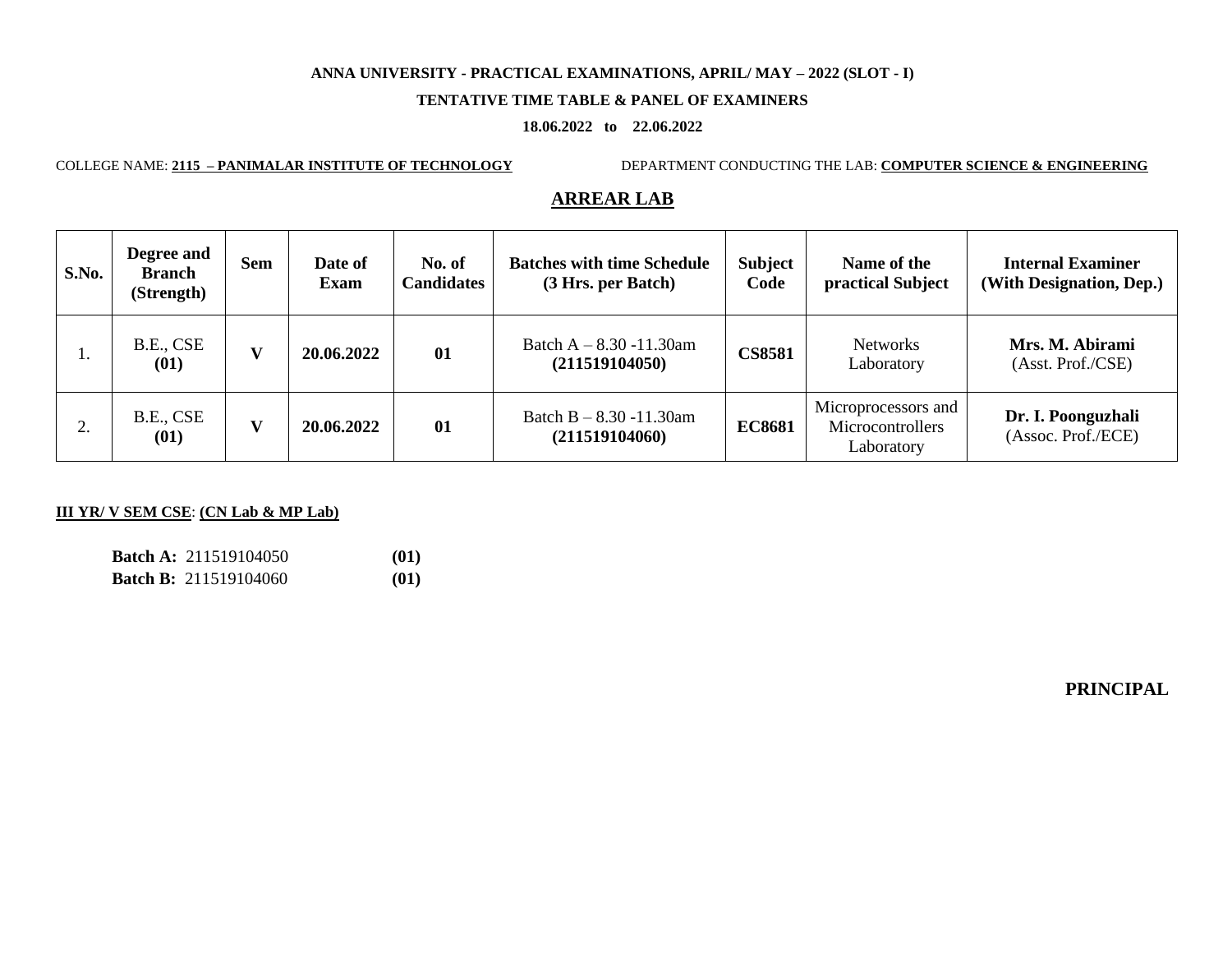**ANNA UNIVERSITY - PRACTICAL EXAMINATIONS, APRIL/ MAY – 2022 (SLOT - I)**

**TENTATIVE TIME TABLE & PANEL OF EXAMINERS**

**18.06.2022 to 22.06.2022**

COLLEGE NAME: **2115 – PANIMALAR INSTITUTE OF TECHNOLOGY** DEPARTMENT CONDUCTING THE LAB: **COMPUTER SCIENCE & ENGINEERING**

## ARREAR LAB

| S.No. | Degree and Branch (Strength) | Sem | Date of Exam | No. of Candidates | Batches with time Schedule (3 Hrs. per Batch) | Subject Code | Name of the practical Subject | Internal Examiner (With Designation, Dep.) |
|---|---|---|---|---|---|---|---|---|
| 1. | B.E., CSE **(01)** | **V** | **20.06.2022** | **01** | Batch A – 8.30 -11.30am **(211519104050)** | **CS8581** | Networks Laboratory | **Mrs. M. Abirami** (Asst. Prof./CSE) |
| 2. | B.E., CSE **(01)** | **V** | **20.06.2022** | **01** | Batch B – 8.30 -11.30am **(211519104060)** | **EC8681** | Microprocessors and Microcontrollers Laboratory | **Dr. I. Poonguzhali** (Assoc. Prof./ECE) |

**III YR/ V SEM CSE**: **(CN Lab & MP Lab)**

**Batch A:** 211519104050 **(01)**
**Batch B:** 211519104060 **(01)**

**PRINCIPAL**